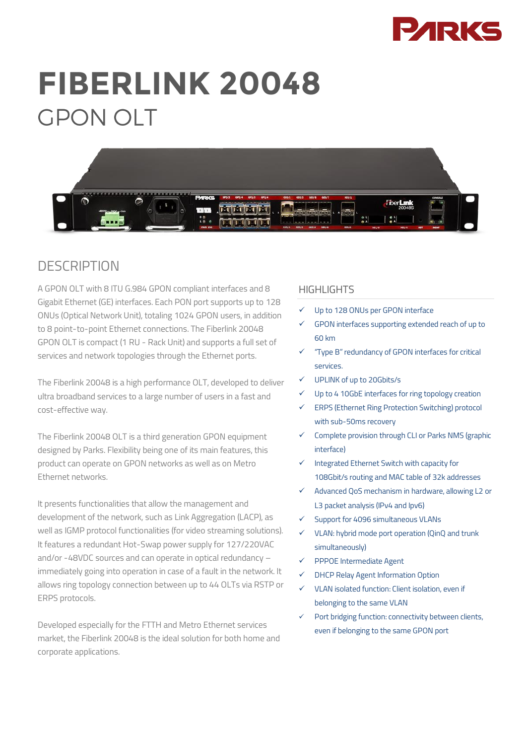# FIBERLINK 20048

## GPON OLT

## DESCRIPTION

A GPON OLT with 8 ITU G.984 GPON compliant interfaces and 8 Gigabit Ethernet (GE) interfaces. Each PON port supports up to 128 ONUs (Optical Network Unit), totaling 1024 GPON users, in addition to 8 point-to-point Ethernet connections. The Fiberlink 20048 GPON OLT is compact (1 RU - Rack Unit) and supports a full set of services and network topologies through the Ethernet ports.

The Fiberlink 20048 is a high performance OLT, developed to deliver ultra broadband services to a large number of users in a fast and cost-effective way.

The Fiberlink 20048 OLT is a third generation GPON equipment designed by Parks. Flexibility being one of its main features, this product can operate on GPON networks as well as on Metro Ethernet networks.

It presents functionalities that allow the management and development of the network, such as Link Aggregation (LACP), as well as IGMP protocol functionalities (for video streaming solutions). It features a redundant Hot-Swap power supply for 127/220VAC and/or -48VDC sources and can operate in optical redundancy – immediately going into operation in case of a fault in the network. It allows ring topology connection between up to 44 OLTs via RSTP or ERPS protocols.

Developed especially for the FTTH and Metro Ethernet services market, the Fiberlink 20048 is the ideal solution for both home and corporate applications.

## HIGHLIGHTS

- ✓ Up to 128 ONUs per GPON interface
- ✓ GPON interfaces supporting extended reach of up to 60 km
- ✓ "Type B" redundancy of GPON interfaces for critical services.
- ✓ UPLINK of up to 20Gbits/s
- ✓ Up to 4 10GbE interfaces for ring topology creation
- ✓ ERPS (Ethernet Ring Protection Switching) protocol with sub-50ms recovery
- ✓ Complete provision through CLI or Parks NMS (graphic interface)
- ✓ Integrated Ethernet Switch with capacity for 108Gbit/s routing and MAC table of 32k addresses
- ✓ Advanced QoS mechanism in hardware, allowing L2 or L3 packet analysis (IPv4 and Ipv6)
- ✓ Support for 4096 simultaneous VLANs
- ✓ VLAN: hybrid mode port operation (QinQ and trunk simultaneously)
- ✓ PPPOE Intermediate Agent
- ✓ DHCP Relay Agent Information Option
- ✓ VLAN isolated function: Client isolation, even if belonging to the same VLAN
- ✓ Port bridging function: connectivity between clients, even if belonging to the same GPON port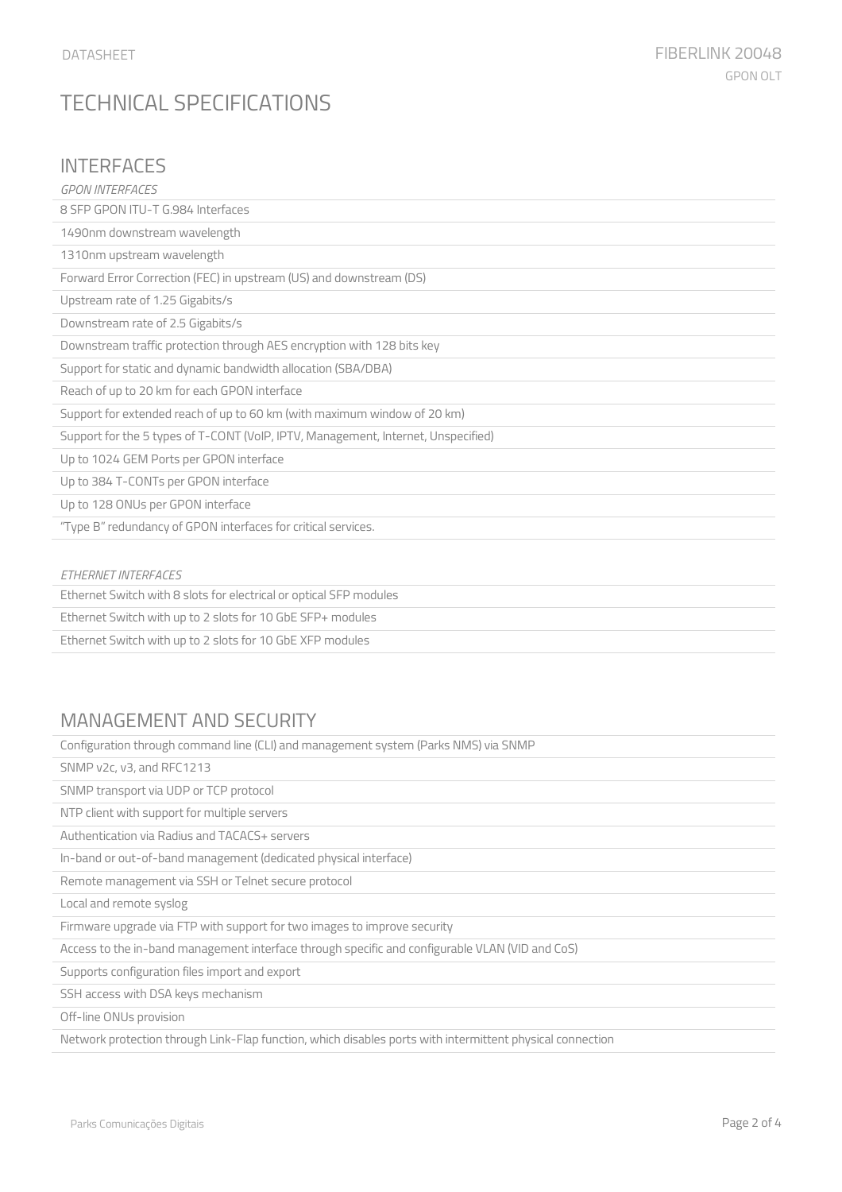# TECHNICAL SPECIFICATIONS

## INTERFACES

*GPON INTERFACES*

- 8 SFP GPON ITU-T G.984 Interfaces
- 1490nm downstream wavelength
- 1310nm upstream wavelength
- Forward Error Correction (FEC) in upstream (US) and downstream (DS)
- Upstream rate of 1.25 Gigabits/s
- Downstream rate of 2.5 Gigabits/s
- Downstream traffic protection through AES encryption with 128 bits key
- Support for static and dynamic bandwidth allocation (SBA/DBA)
- Reach of up to 20 km for each GPON interface
- Support for extended reach of up to 60 km (with maximum window of 20 km)
- Support for the 5 types of T-CONT (VoIP, IPTV, Management, Internet, Unspecified)
- Up to 1024 GEM Ports per GPON interface
- Up to 384 T-CONTs per GPON interface
- Up to 128 ONUs per GPON interface
- "Type B" redundancy of GPON interfaces for critical services.

*ETHERNET INTERFACES*

- Ethernet Switch with 8 slots for electrical or optical SFP modules
- Ethernet Switch with up to 2 slots for 10 GbE SFP+ modules
- Ethernet Switch with up to 2 slots for 10 GbE XFP modules

## MANAGEMENT AND SECURITY

- Configuration through command line (CLI) and management system (Parks NMS) via SNMP
- SNMP v2c, v3, and RFC1213
- SNMP transport via UDP or TCP protocol
- NTP client with support for multiple servers
- Authentication via Radius and TACACS+ servers
- In-band or out-of-band management (dedicated physical interface)
- Remote management via SSH or Telnet secure protocol
- Local and remote syslog
- Firmware upgrade via FTP with support for two images to improve security
- Access to the in-band management interface through specific and configurable VLAN (VID and CoS)
- Supports configuration files import and export
- SSH access with DSA keys mechanism
- Off-line ONUs provision
- Network protection through Link-Flap function, which disables ports with intermittent physical connection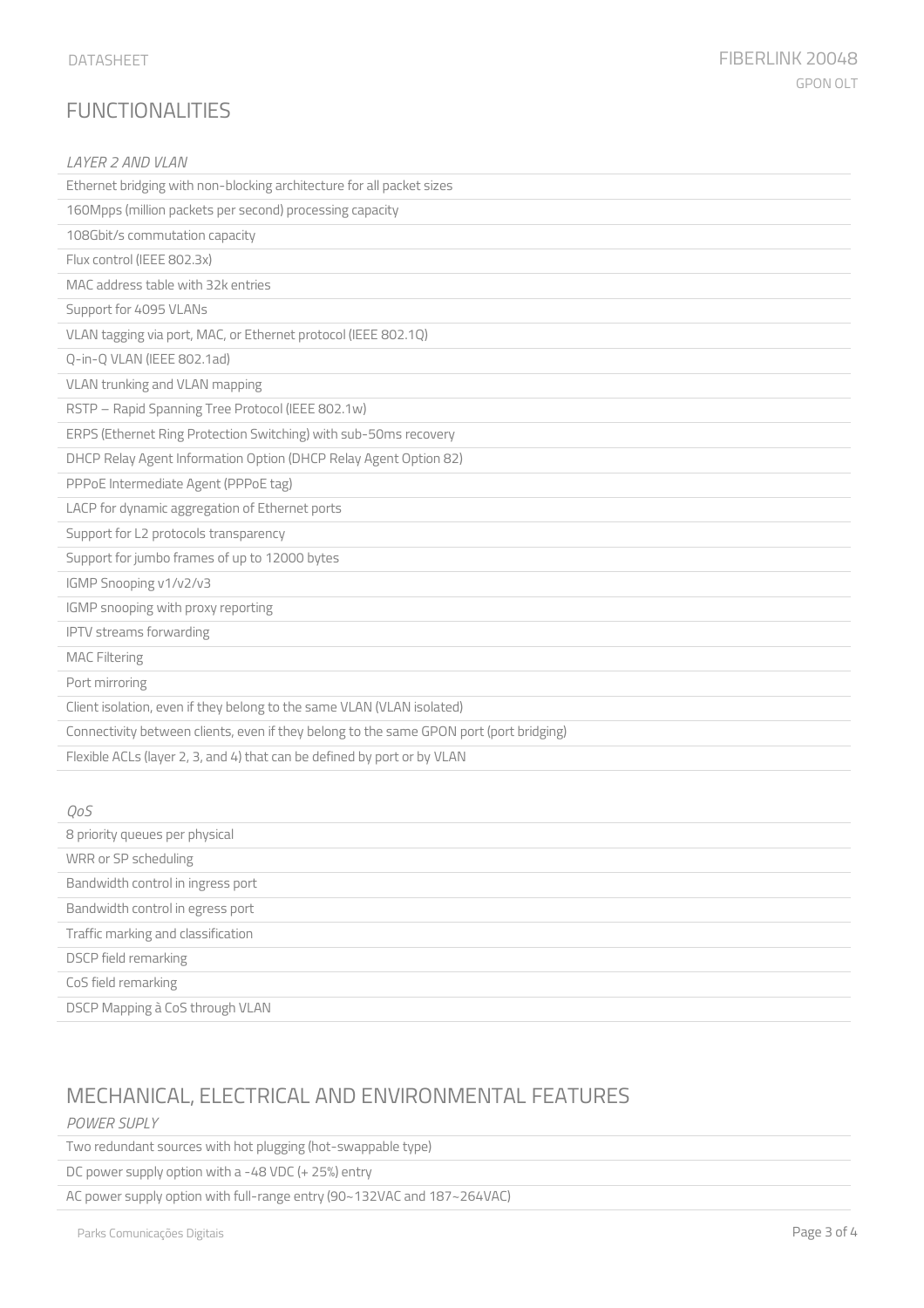## FUNCTIONALITIES

*LAYER 2 AND VLAN*

- Ethernet bridging with non-blocking architecture for all packet sizes
- 160Mpps (million packets per second) processing capacity
- 108Gbit/s commutation capacity
- Flux control (IEEE 802.3x)
- MAC address table with 32k entries
- Support for 4095 VLANs
- VLAN tagging via port, MAC, or Ethernet protocol (IEEE 802.1Q)
- Q-in-Q VLAN (IEEE 802.1ad)
- VLAN trunking and VLAN mapping
- RSTP – Rapid Spanning Tree Protocol (IEEE 802.1w)
- ERPS (Ethernet Ring Protection Switching) with sub-50ms recovery
- DHCP Relay Agent Information Option (DHCP Relay Agent Option 82)
- PPPoE Intermediate Agent (PPPoE tag)
- LACP for dynamic aggregation of Ethernet ports
- Support for L2 protocols transparency
- Support for jumbo frames of up to 12000 bytes
- IGMP Snooping v1/v2/v3
- IGMP snooping with proxy reporting
- IPTV streams forwarding
- MAC Filtering
- Port mirroring
- Client isolation, even if they belong to the same VLAN (VLAN isolated)
- Connectivity between clients, even if they belong to the same GPON port (port bridging)
- Flexible ACLs (layer 2, 3, and 4) that can be defined by port or by VLAN

*QoS*

- 8 priority queues per physical
- WRR or SP scheduling
- Bandwidth control in ingress port
- Bandwidth control in egress port
- Traffic marking and classification
- DSCP field remarking
- CoS field remarking
- DSCP Mapping à CoS through VLAN

## MECHANICAL, ELECTRICAL AND ENVIRONMENTAL FEATURES

*POWER SUPLY*

- Two redundant sources with hot plugging (hot-swappable type)
- DC power supply option with a -48 VDC (+ 25%) entry
- AC power supply option with full-range entry (90~132VAC and 187~264VAC)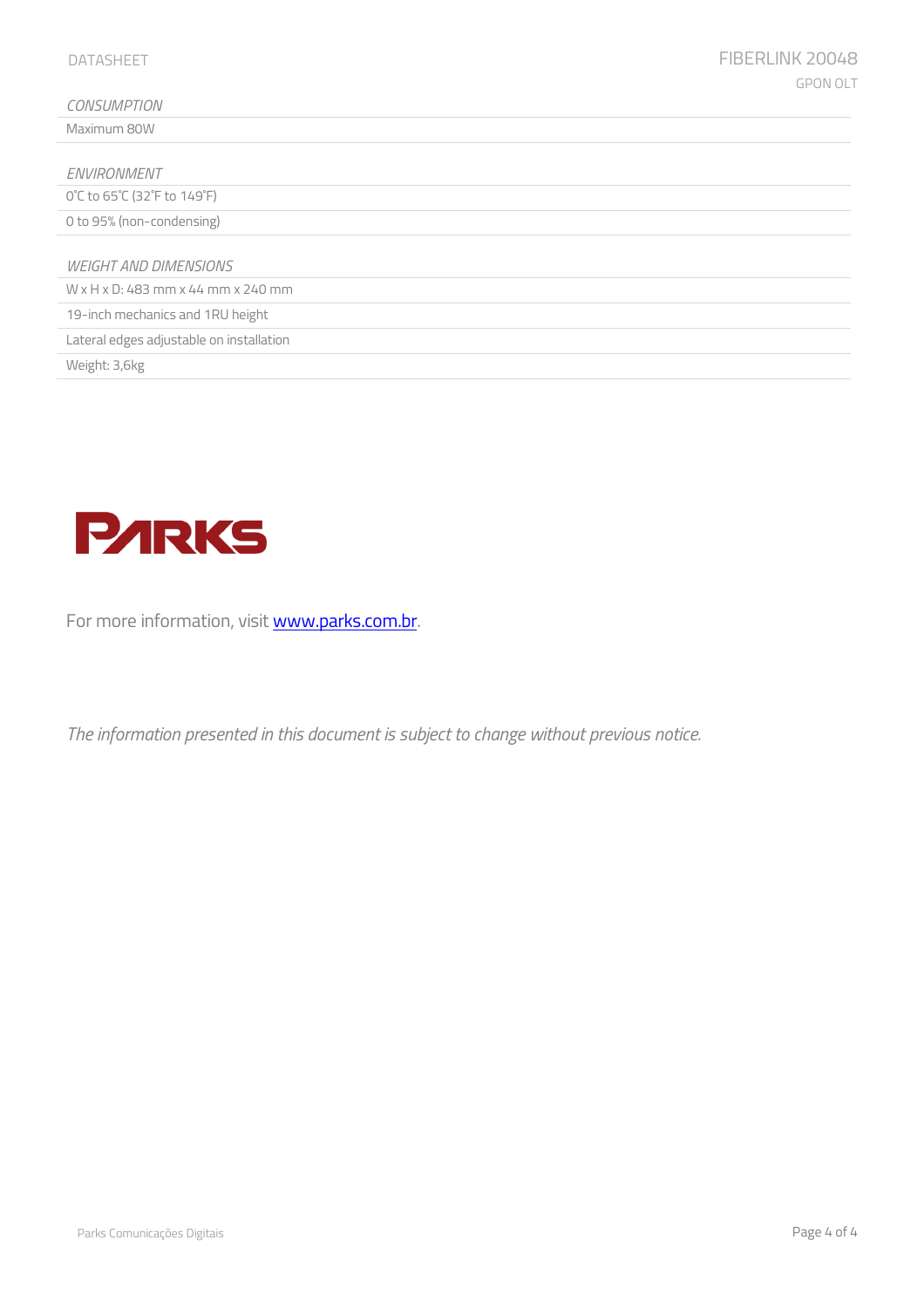*CONSUMPTION*

Maximum 80W

*ENVIRONMENT*

0°C to 65°C (32°F to 149°F)

0 to 95% (non-condensing)

*WEIGHT AND DIMENSIONS*

W x H x D: 483 mm x 44 mm x 240 mm

19-inch mechanics and 1RU height

Lateral edges adjustable on installation

Weight: 3,6kg

PARKS

For more information, visit [www.parks.com.br](http://www.parks.com.br).

*The information presented in this document is subject to change without previous notice.*